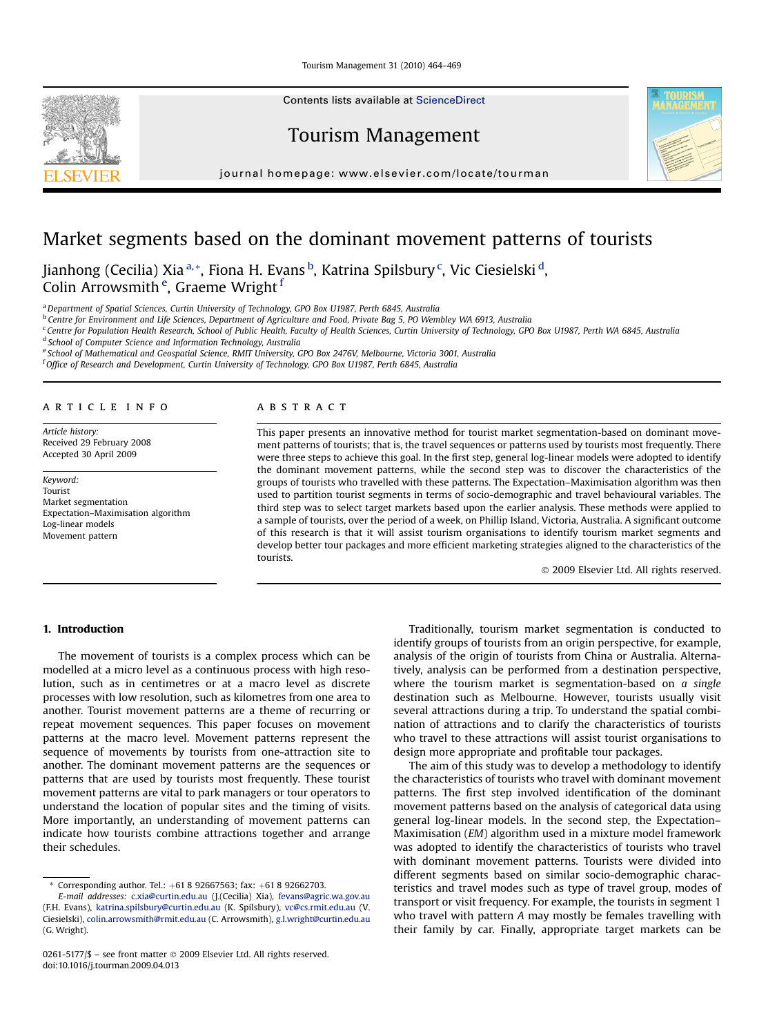# Market segments based on the dominant movement patterns of tourists

Jianhong (Cecilia) Xia [a,*], Fiona H. Evans [b], Katrina Spilsbury [c], Vic Ciesielski [d], Colin Arrowsmith [e], Graeme Wright [f]

[a] Department of Spatial Sciences, Curtin University of Technology, GPO Box U1987, Perth 6845, Australia
[b] Centre for Environment and Life Sciences, Department of Agriculture and Food, Private Bag 5, PO Wembley WA 6913, Australia
[c] Centre for Population Health Research, School of Public Health, Faculty of Health Sciences, Curtin University of Technology, GPO Box U1987, Perth WA 6845, Australia
[d] School of Computer Science and Information Technology, Australia
[e] School of Mathematical and Geospatial Science, RMIT University, GPO Box 2476V, Melbourne, Victoria 3001, Australia
[f] Office of Research and Development, Curtin University of Technology, GPO Box U1987, Perth 6845, Australia

**ARTICLE INFO**

*Article history:*
Received 29 February 2008
Accepted 30 April 2009

*Keyword:*
Tourist
Market segmentation
Expectation–Maximisation algorithm
Log-linear models
Movement pattern

**ABSTRACT**

This paper presents an innovative method for tourist market segmentation-based on dominant movement patterns of tourists; that is, the travel sequences or patterns used by tourists most frequently. There were three steps to achieve this goal. In the first step, general log-linear models were adopted to identify the dominant movement patterns, while the second step was to discover the characteristics of the groups of tourists who travelled with these patterns. The Expectation–Maximisation algorithm was then used to partition tourist segments in terms of socio-demographic and travel behavioural variables. The third step was to select target markets based upon the earlier analysis. These methods were applied to a sample of tourists, over the period of a week, on Phillip Island, Victoria, Australia. A significant outcome of this research is that it will assist tourism organisations to identify tourism market segments and develop better tour packages and more efficient marketing strategies aligned to the characteristics of the tourists.

© 2009 Elsevier Ltd. All rights reserved.

## 1. Introduction

The movement of tourists is a complex process which can be modelled at a micro level as a continuous process with high resolution, such as in centimetres or at a macro level as discrete processes with low resolution, such as kilometres from one area to another. Tourist movement patterns are a theme of recurring or repeat movement sequences. This paper focuses on movement patterns at the macro level. Movement patterns represent the sequence of movements by tourists from one-attraction site to another. The dominant movement patterns are the sequences or patterns that are used by tourists most frequently. These tourist movement patterns are vital to park managers or tour operators to understand the location of popular sites and the timing of visits. More importantly, an understanding of movement patterns can indicate how tourists combine attractions together and arrange their schedules.

Traditionally, tourism market segmentation is conducted to identify groups of tourists from an origin perspective, for example, analysis of the origin of tourists from China or Australia. Alternatively, analysis can be performed from a destination perspective, where the tourism market is segmentation-based on *a single* destination such as Melbourne. However, tourists usually visit several attractions during a trip. To understand the spatial combination of attractions and to clarify the characteristics of tourists who travel to these attractions will assist tourist organisations to design more appropriate and profitable tour packages.

The aim of this study was to develop a methodology to identify the characteristics of tourists who travel with dominant movement patterns. The first step involved identification of the dominant movement patterns based on the analysis of categorical data using general log-linear models. In the second step, the Expectation–Maximisation (*EM*) algorithm used in a mixture model framework was adopted to identify the characteristics of tourists who travel with dominant movement patterns. Tourists were divided into different segments based on similar socio-demographic characteristics and travel modes such as type of travel group, modes of transport or visit frequency. For example, the tourists in segment 1 who travel with pattern *A* may mostly be females travelling with their family by car. Finally, appropriate target markets can be

* Corresponding author. Tel.: +61 8 92667563; fax: +61 8 92662703.
*E-mail addresses:* c.xia@curtin.edu.au (J.(Cecilia) Xia), fevans@agric.wa.gov.au (F.H. Evans), katrina.spilsbury@curtin.edu.au (K. Spilsbury), vc@cs.rmit.edu.au (V. Ciesielski), colin.arrowsmith@rmit.edu.au (C. Arrowsmith), g.l.wright@curtin.edu.au (G. Wright).

0261-5177/$ – see front matter © 2009 Elsevier Ltd. All rights reserved.
doi:10.1016/j.tourman.2009.04.013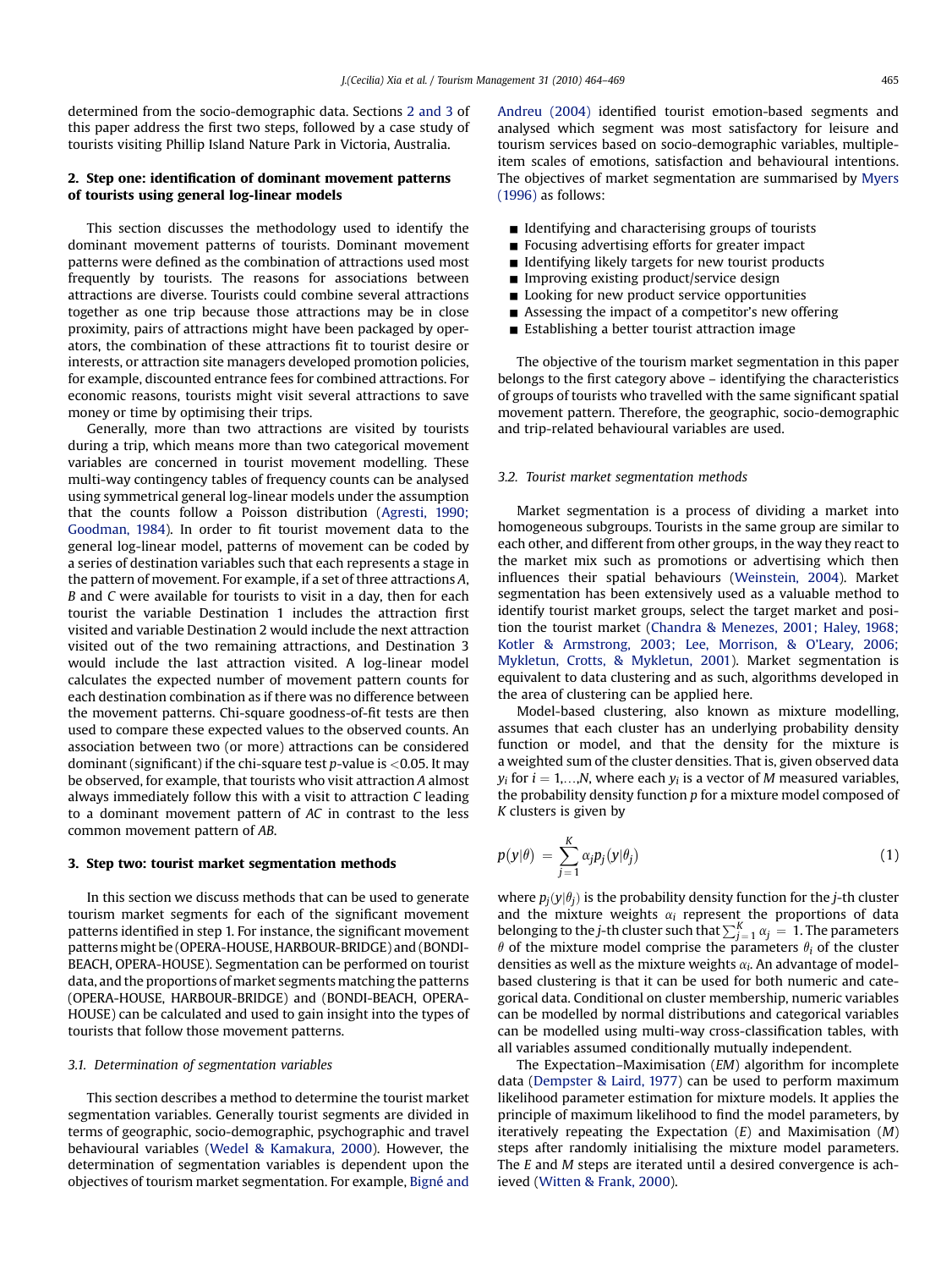determined from the socio-demographic data. Sections 2 and 3 of this paper address the first two steps, followed by a case study of tourists visiting Phillip Island Nature Park in Victoria, Australia.

## 2. Step one: identification of dominant movement patterns of tourists using general log-linear models

This section discusses the methodology used to identify the dominant movement patterns of tourists. Dominant movement patterns were defined as the combination of attractions used most frequently by tourists. The reasons for associations between attractions are diverse. Tourists could combine several attractions together as one trip because those attractions may be in close proximity, pairs of attractions might have been packaged by operators, the combination of these attractions fit to tourist desire or interests, or attraction site managers developed promotion policies, for example, discounted entrance fees for combined attractions. For economic reasons, tourists might visit several attractions to save money or time by optimising their trips.

Generally, more than two attractions are visited by tourists during a trip, which means more than two categorical movement variables are concerned in tourist movement modelling. These multi-way contingency tables of frequency counts can be analysed using symmetrical general log-linear models under the assumption that the counts follow a Poisson distribution (Agresti, 1990; Goodman, 1984). In order to fit tourist movement data to the general log-linear model, patterns of movement can be coded by a series of destination variables such that each represents a stage in the pattern of movement. For example, if a set of three attractions *A*, *B* and *C* were available for tourists to visit in a day, then for each tourist the variable Destination 1 includes the attraction first visited and variable Destination 2 would include the next attraction visited out of the two remaining attractions, and Destination 3 would include the last attraction visited. A log-linear model calculates the expected number of movement pattern counts for each destination combination as if there was no difference between the movement patterns. Chi-square goodness-of-fit tests are then used to compare these expected values to the observed counts. An association between two (or more) attractions can be considered dominant (significant) if the chi-square test $p$-value is $<0.05$. It may be observed, for example, that tourists who visit attraction *A* almost always immediately follow this with a visit to attraction *C* leading to a dominant movement pattern of *AC* in contrast to the less common movement pattern of *AB*.

## 3. Step two: tourist market segmentation methods

In this section we discuss methods that can be used to generate tourism market segments for each of the significant movement patterns identified in step 1. For instance, the significant movement patterns might be (OPERA-HOUSE, HARBOUR-BRIDGE) and (BONDI-BEACH, OPERA-HOUSE). Segmentation can be performed on tourist data, and the proportions of market segments matching the patterns (OPERA-HOUSE, HARBOUR-BRIDGE) and (BONDI-BEACH, OPERA-HOUSE) can be calculated and used to gain insight into the types of tourists that follow those movement patterns.

### 3.1. Determination of segmentation variables

This section describes a method to determine the tourist market segmentation variables. Generally tourist segments are divided in terms of geographic, socio-demographic, psychographic and travel behavioural variables (Wedel & Kamakura, 2000). However, the determination of segmentation variables is dependent upon the objectives of tourism market segmentation. For example, Bigné and Andreu (2004) identified tourist emotion-based segments and analysed which segment was most satisfactory for leisure and tourism services based on socio-demographic variables, multiple-item scales of emotions, satisfaction and behavioural intentions. The objectives of market segmentation are summarised by Myers (1996) as follows:

- Identifying and characterising groups of tourists
- Focusing advertising efforts for greater impact
- Identifying likely targets for new tourist products
- Improving existing product/service design
- Looking for new product service opportunities
- Assessing the impact of a competitor's new offering
- Establishing a better tourist attraction image

The objective of the tourism market segmentation in this paper belongs to the first category above – identifying the characteristics of groups of tourists who travelled with the same significant spatial movement pattern. Therefore, the geographic, socio-demographic and trip-related behavioural variables are used.

### 3.2. Tourist market segmentation methods

Market segmentation is a process of dividing a market into homogeneous subgroups. Tourists in the same group are similar to each other, and different from other groups, in the way they react to the market mix such as promotions or advertising which then influences their spatial behaviours (Weinstein, 2004). Market segmentation has been extensively used as a valuable method to identify tourist market groups, select the target market and position the tourist market (Chandra & Menezes, 2001; Haley, 1968; Kotler & Armstrong, 2003; Lee, Morrison, & O'Leary, 2006; Mykletun, Crotts, & Mykletun, 2001). Market segmentation is equivalent to data clustering and as such, algorithms developed in the area of clustering can be applied here.

Model-based clustering, also known as mixture modelling, assumes that each cluster has an underlying probability density function or model, and that the density for the mixture is a weighted sum of the cluster densities. That is, given observed data $y_i$ for $i = 1,...,N$, where each $y_i$ is a vector of $M$ measured variables, the probability density function $p$ for a mixture model composed of $K$ clusters is given by

$$p(y|\theta) = \sum_{j=1}^{K} \alpha_j p_j(y|\theta_j) \tag{1}$$

where $p_j(y|\theta_j)$ is the probability density function for the $j$-th cluster and the mixture weights $\alpha_i$ represent the proportions of data belonging to the $j$-th cluster such that $\sum_{j=1}^{K} \alpha_j = 1$. The parameters $\theta$ of the mixture model comprise the parameters $\theta_i$ of the cluster densities as well as the mixture weights $\alpha_i$. An advantage of model-based clustering is that it can be used for both numeric and categorical data. Conditional on cluster membership, numeric variables can be modelled by normal distributions and categorical variables can be modelled using multi-way cross-classification tables, with all variables assumed conditionally mutually independent.

The Expectation–Maximisation (*EM*) algorithm for incomplete data (Dempster & Laird, 1977) can be used to perform maximum likelihood parameter estimation for mixture models. It applies the principle of maximum likelihood to find the model parameters, by iteratively repeating the Expectation (*E*) and Maximisation (*M*) steps after randomly initialising the mixture model parameters. The *E* and *M* steps are iterated until a desired convergence is achieved (Witten & Frank, 2000).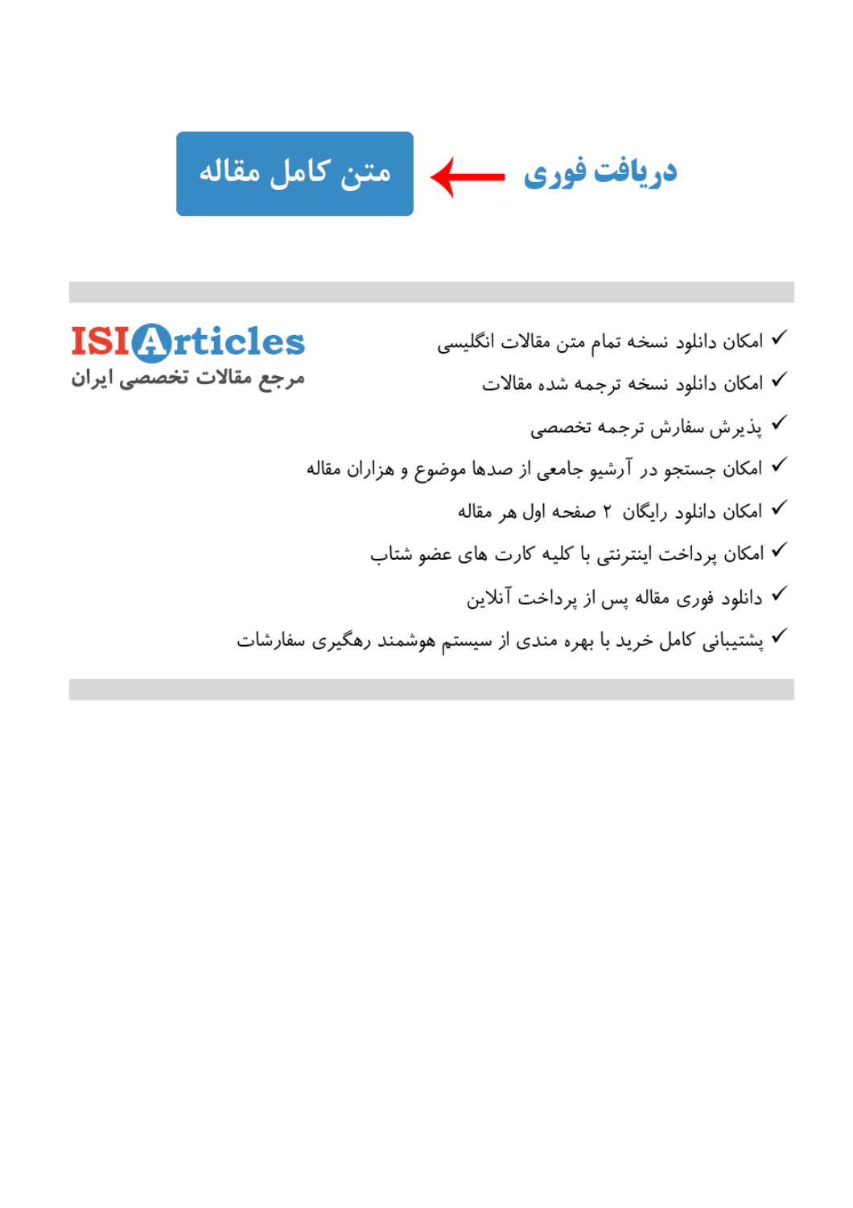**دریافت فوری** ← **متن کامل مقاله**

**ISIArticles**
مرجع مقالات تخصصی ایران

- ✓ امکان دانلود نسخه تمام متن مقالات انگلیسی
- ✓ امکان دانلود نسخه ترجمه شده مقالات
- ✓ پذیرش سفارش ترجمه تخصصی
- ✓ امکان جستجو در آرشیو جامعی از صدها موضوع و هزاران مقاله
- ✓ امکان دانلود رایگان ۲ صفحه اول هر مقاله
- ✓ امکان پرداخت اینترنتی با کلیه کارت های عضو شتاب
- ✓ دانلود فوری مقاله پس از پرداخت آنلاین
- ✓ پشتیبانی کامل خرید با بهره مندی از سیستم هوشمند رهگیری سفارشات